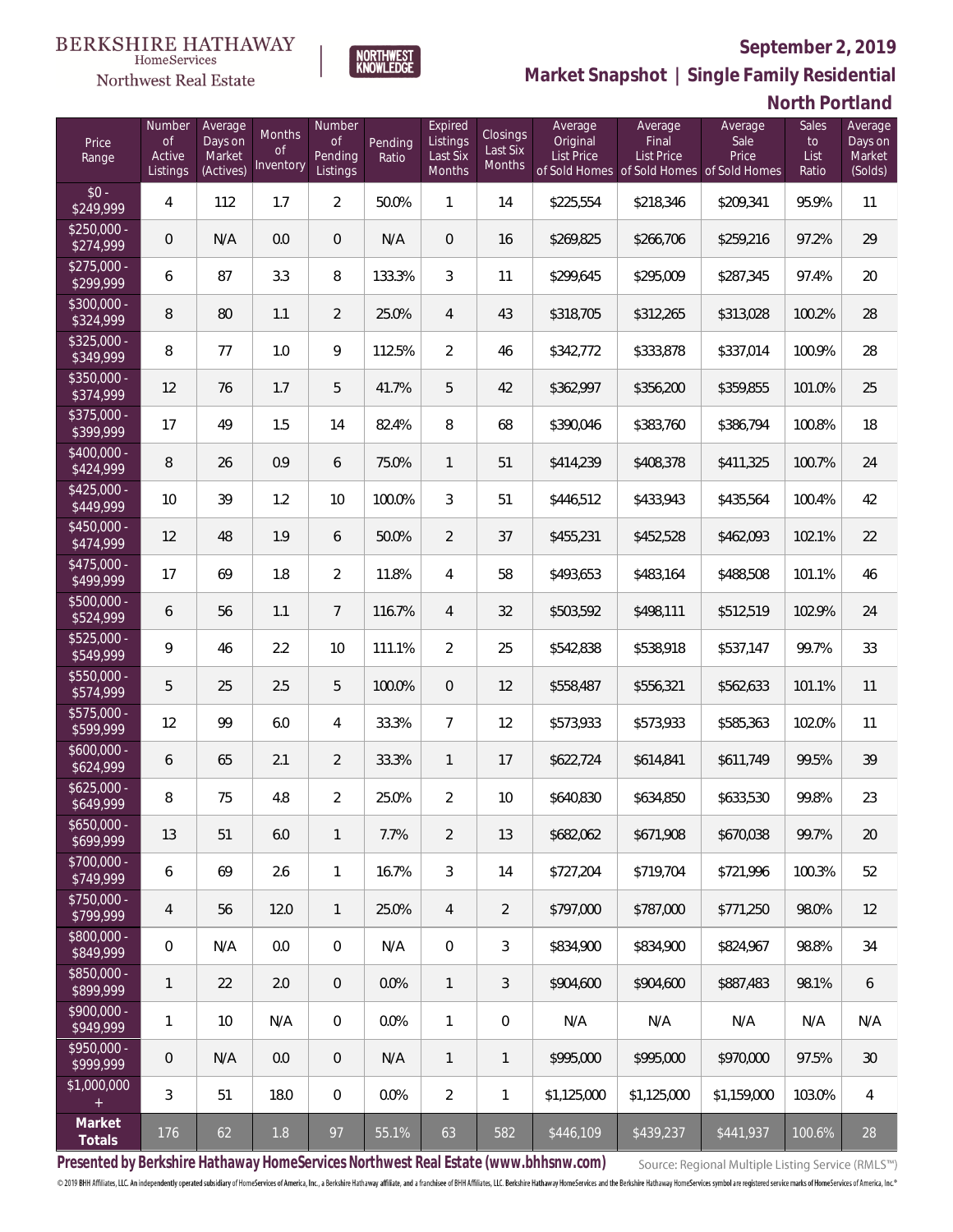BERKSHIRE HATHAWAY HomeServices Northwest Real Estate

NORTHWEST KNOWLEDGE

# September 2, 2019

## Market Snapshot | Single Family Residential

## North Portland

| Price Range | Number of Active Listings | Average Days on Market (Actives) | Months of Inventory | Number of Pending Listings | Pending Ratio | Expired Listings Last Six Months | Closings Last Six Months | Average Original List Price of Sold Homes | Average Final List Price of Sold Homes | Average Sale Price of Sold Homes | Sales to List Ratio | Average Days on Market (Solds) |
|---|---|---|---|---|---|---|---|---|---|---|---|---|
| $0 - $249,999 | 4 | 112 | 1.7 | 2 | 50.0% | 1 | 14 | $225,554 | $218,346 | $209,341 | 95.9% | 11 |
| $250,000 - $274,999 | 0 | N/A | 0.0 | 0 | N/A | 0 | 16 | $269,825 | $266,706 | $259,216 | 97.2% | 29 |
| $275,000 - $299,999 | 6 | 87 | 3.3 | 8 | 133.3% | 3 | 11 | $299,645 | $295,009 | $287,345 | 97.4% | 20 |
| $300,000 - $324,999 | 8 | 80 | 1.1 | 2 | 25.0% | 4 | 43 | $318,705 | $312,265 | $313,028 | 100.2% | 28 |
| $325,000 - $349,999 | 8 | 77 | 1.0 | 9 | 112.5% | 2 | 46 | $342,772 | $333,878 | $337,014 | 100.9% | 28 |
| $350,000 - $374,999 | 12 | 76 | 1.7 | 5 | 41.7% | 5 | 42 | $362,997 | $356,200 | $359,855 | 101.0% | 25 |
| $375,000 - $399,999 | 17 | 49 | 1.5 | 14 | 82.4% | 8 | 68 | $390,046 | $383,760 | $386,794 | 100.8% | 18 |
| $400,000 - $424,999 | 8 | 26 | 0.9 | 6 | 75.0% | 1 | 51 | $414,239 | $408,378 | $411,325 | 100.7% | 24 |
| $425,000 - $449,999 | 10 | 39 | 1.2 | 10 | 100.0% | 3 | 51 | $446,512 | $433,943 | $435,564 | 100.4% | 42 |
| $450,000 - $474,999 | 12 | 48 | 1.9 | 6 | 50.0% | 2 | 37 | $455,231 | $452,528 | $462,093 | 102.1% | 22 |
| $475,000 - $499,999 | 17 | 69 | 1.8 | 2 | 11.8% | 4 | 58 | $493,653 | $483,164 | $488,508 | 101.1% | 46 |
| $500,000 - $524,999 | 6 | 56 | 1.1 | 7 | 116.7% | 4 | 32 | $503,592 | $498,111 | $512,519 | 102.9% | 24 |
| $525,000 - $549,999 | 9 | 46 | 2.2 | 10 | 111.1% | 2 | 25 | $542,838 | $538,918 | $537,147 | 99.7% | 33 |
| $550,000 - $574,999 | 5 | 25 | 2.5 | 5 | 100.0% | 0 | 12 | $558,487 | $556,321 | $562,633 | 101.1% | 11 |
| $575,000 - $599,999 | 12 | 99 | 6.0 | 4 | 33.3% | 7 | 12 | $573,933 | $573,933 | $585,363 | 102.0% | 11 |
| $600,000 - $624,999 | 6 | 65 | 2.1 | 2 | 33.3% | 1 | 17 | $622,724 | $614,841 | $611,749 | 99.5% | 39 |
| $625,000 - $649,999 | 8 | 75 | 4.8 | 2 | 25.0% | 2 | 10 | $640,830 | $634,850 | $633,530 | 99.8% | 23 |
| $650,000 - $699,999 | 13 | 51 | 6.0 | 1 | 7.7% | 2 | 13 | $682,062 | $671,908 | $670,038 | 99.7% | 20 |
| $700,000 - $749,999 | 6 | 69 | 2.6 | 1 | 16.7% | 3 | 14 | $727,204 | $719,704 | $721,996 | 100.3% | 52 |
| $750,000 - $799,999 | 4 | 56 | 12.0 | 1 | 25.0% | 4 | 2 | $797,000 | $787,000 | $771,250 | 98.0% | 12 |
| $800,000 - $849,999 | 0 | N/A | 0.0 | 0 | N/A | 0 | 3 | $834,900 | $834,900 | $824,967 | 98.8% | 34 |
| $850,000 - $899,999 | 1 | 22 | 2.0 | 0 | 0.0% | 1 | 3 | $904,600 | $904,600 | $887,483 | 98.1% | 6 |
| $900,000 - $949,999 | 1 | 10 | N/A | 0 | 0.0% | 1 | 0 | N/A | N/A | N/A | N/A | N/A |
| $950,000 - $999,999 | 0 | N/A | 0.0 | 0 | N/A | 1 | 1 | $995,000 | $995,000 | $970,000 | 97.5% | 30 |
| $1,000,000 + | 3 | 51 | 18.0 | 0 | 0.0% | 2 | 1 | $1,125,000 | $1,125,000 | $1,159,000 | 103.0% | 4 |
| **Market Totals** | 176 | 62 | 1.8 | 97 | 55.1% | 63 | 582 | $446,109 | $439,237 | $441,937 | 100.6% | 28 |

**Presented by Berkshire Hathaway HomeServices Northwest Real Estate (www.bhhsnw.com)**

Source: Regional Multiple Listing Service (RMLS™)

© 2019 BHH Affiliates, LLC. An independently operated subsidiary of HomeServices of America, Inc., a Berkshire Hathaway affiliate, and a franchisee of BHH Affiliates, LLC. Berkshire Hathaway HomeServices and the Berkshire Hathaway HomeServices symbol are registered service marks of HomeServices of America, Inc.®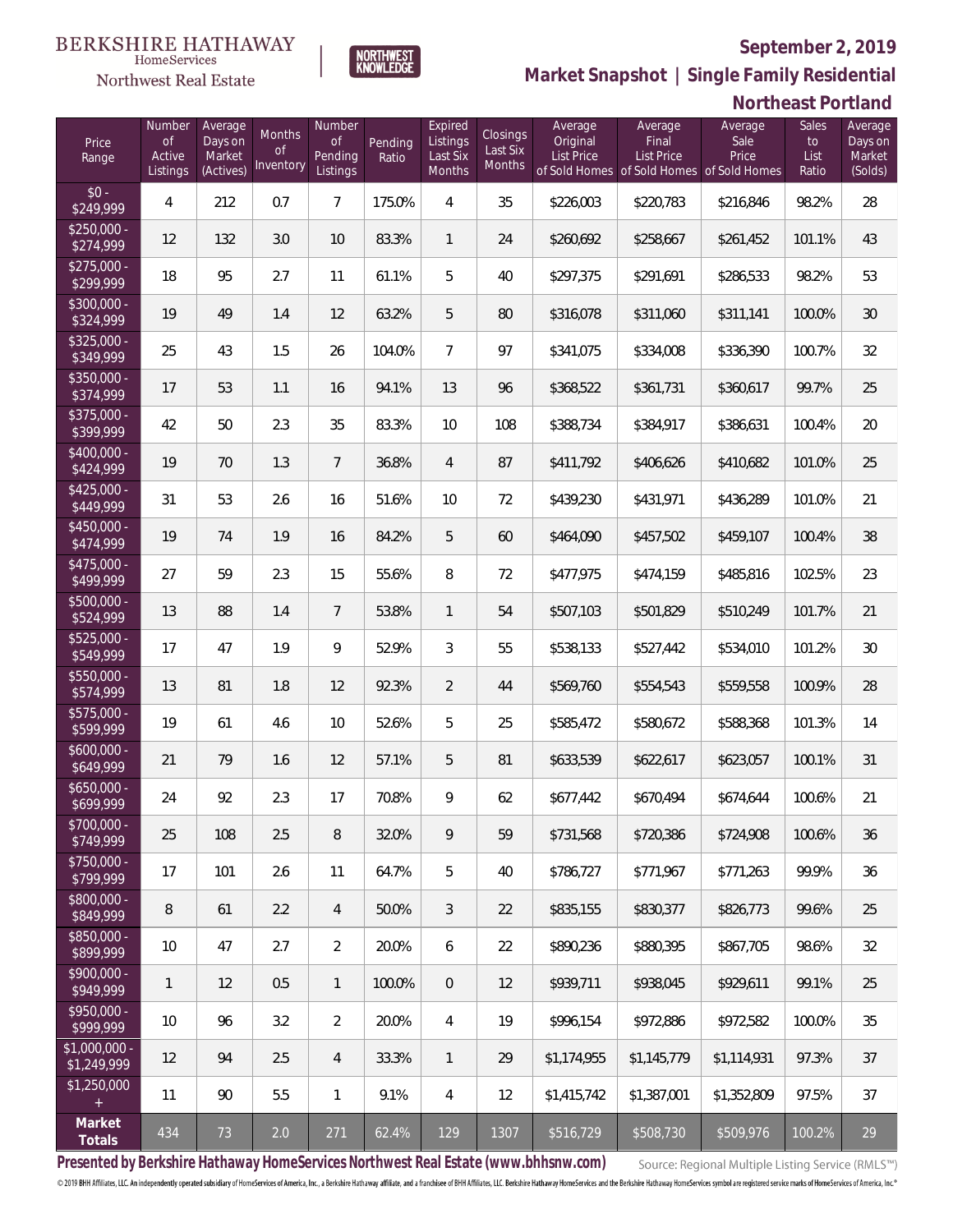BERKSHIRE HATHAWAY HomeServices Northwest Real Estate

NORTHWEST KNOWLEDGE

## September 2, 2019

## Market Snapshot | Single Family Residential

## Northeast Portland

| Price Range | Number of Active Listings | Average Days on Market (Actives) | Months of Inventory | Number of Pending Listings | Pending Ratio | Expired Listings Last Six Months | Closings Last Six Months | Average Original List Price of Sold Homes | Average Final List Price of Sold Homes | Average Sale Price of Sold Homes | Sales to List Ratio | Average Days on Market (Solds) |
|---|---|---|---|---|---|---|---|---|---|---|---|---|
| $0 - $249,999 | 4 | 212 | 0.7 | 7 | 175.0% | 4 | 35 | $226,003 | $220,783 | $216,846 | 98.2% | 28 |
| $250,000 - $274,999 | 12 | 132 | 3.0 | 10 | 83.3% | 1 | 24 | $260,692 | $258,667 | $261,452 | 101.1% | 43 |
| $275,000 - $299,999 | 18 | 95 | 2.7 | 11 | 61.1% | 5 | 40 | $297,375 | $291,691 | $286,533 | 98.2% | 53 |
| $300,000 - $324,999 | 19 | 49 | 1.4 | 12 | 63.2% | 5 | 80 | $316,078 | $311,060 | $311,141 | 100.0% | 30 |
| $325,000 - $349,999 | 25 | 43 | 1.5 | 26 | 104.0% | 7 | 97 | $341,075 | $334,008 | $336,390 | 100.7% | 32 |
| $350,000 - $374,999 | 17 | 53 | 1.1 | 16 | 94.1% | 13 | 96 | $368,522 | $361,731 | $360,617 | 99.7% | 25 |
| $375,000 - $399,999 | 42 | 50 | 2.3 | 35 | 83.3% | 10 | 108 | $388,734 | $384,917 | $386,631 | 100.4% | 20 |
| $400,000 - $424,999 | 19 | 70 | 1.3 | 7 | 36.8% | 4 | 87 | $411,792 | $406,626 | $410,682 | 101.0% | 25 |
| $425,000 - $449,999 | 31 | 53 | 2.6 | 16 | 51.6% | 10 | 72 | $439,230 | $431,971 | $436,289 | 101.0% | 21 |
| $450,000 - $474,999 | 19 | 74 | 1.9 | 16 | 84.2% | 5 | 60 | $464,090 | $457,502 | $459,107 | 100.4% | 38 |
| $475,000 - $499,999 | 27 | 59 | 2.3 | 15 | 55.6% | 8 | 72 | $477,975 | $474,159 | $485,816 | 102.5% | 23 |
| $500,000 - $524,999 | 13 | 88 | 1.4 | 7 | 53.8% | 1 | 54 | $507,103 | $501,829 | $510,249 | 101.7% | 21 |
| $525,000 - $549,999 | 17 | 47 | 1.9 | 9 | 52.9% | 3 | 55 | $538,133 | $527,442 | $534,010 | 101.2% | 30 |
| $550,000 - $574,999 | 13 | 81 | 1.8 | 12 | 92.3% | 2 | 44 | $569,760 | $554,543 | $559,558 | 100.9% | 28 |
| $575,000 - $599,999 | 19 | 61 | 4.6 | 10 | 52.6% | 5 | 25 | $585,472 | $580,672 | $588,368 | 101.3% | 14 |
| $600,000 - $649,999 | 21 | 79 | 1.6 | 12 | 57.1% | 5 | 81 | $633,539 | $622,617 | $623,057 | 100.1% | 31 |
| $650,000 - $699,999 | 24 | 92 | 2.3 | 17 | 70.8% | 9 | 62 | $677,442 | $670,494 | $674,644 | 100.6% | 21 |
| $700,000 - $749,999 | 25 | 108 | 2.5 | 8 | 32.0% | 9 | 59 | $731,568 | $720,386 | $724,908 | 100.6% | 36 |
| $750,000 - $799,999 | 17 | 101 | 2.6 | 11 | 64.7% | 5 | 40 | $786,727 | $771,967 | $771,263 | 99.9% | 36 |
| $800,000 - $849,999 | 8 | 61 | 2.2 | 4 | 50.0% | 3 | 22 | $835,155 | $830,377 | $826,773 | 99.6% | 25 |
| $850,000 - $899,999 | 10 | 47 | 2.7 | 2 | 20.0% | 6 | 22 | $890,236 | $880,395 | $867,705 | 98.6% | 32 |
| $900,000 - $949,999 | 1 | 12 | 0.5 | 1 | 100.0% | 0 | 12 | $939,711 | $938,045 | $929,611 | 99.1% | 25 |
| $950,000 - $999,999 | 10 | 96 | 3.2 | 2 | 20.0% | 4 | 19 | $996,154 | $972,886 | $972,582 | 100.0% | 35 |
| $1,000,000 - $1,249,999 | 12 | 94 | 2.5 | 4 | 33.3% | 1 | 29 | $1,174,955 | $1,145,779 | $1,114,931 | 97.3% | 37 |
| $1,250,000 + | 11 | 90 | 5.5 | 1 | 9.1% | 4 | 12 | $1,415,742 | $1,387,001 | $1,352,809 | 97.5% | 37 |
| **Market Totals** | 434 | 73 | 2.0 | 271 | 62.4% | 129 | 1307 | $516,729 | $508,730 | $509,976 | 100.2% | 29 |

**Presented by Berkshire Hathaway HomeServices Northwest Real Estate (www.bhhsnw.com)**

Source: Regional Multiple Listing Service (RMLS™)

© 2019 BHH Affiliates, LLC. An independently operated subsidiary of HomeServices of America, Inc., a Berkshire Hathaway affiliate, and a franchisee of BHH Affiliates, LLC. Berkshire Hathaway HomeServices and the Berkshire Hathaway HomeServices symbol are registered service marks of HomeServices of America, Inc.®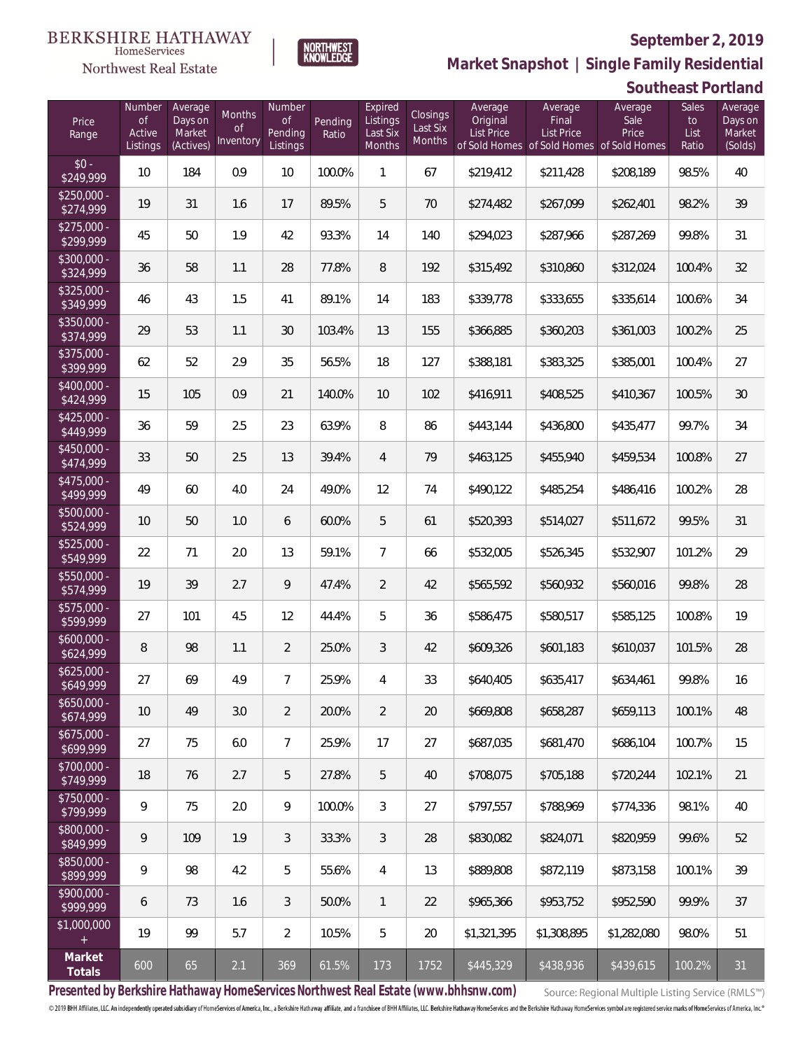BERKSHIRE HATHAWAY HomeServices Northwest Real Estate

NORTHWEST KNOWLEDGE

## September 2, 2019

## Market Snapshot | Single Family Residential

## Southeast Portland

| Price Range | Number of Active Listings | Average Days on Market (Actives) | Months of Inventory | Number of Pending Listings | Pending Ratio | Expired Listings Last Six Months | Closings Last Six Months | Average Original List Price of Sold Homes | Average Final List Price of Sold Homes | Average Sale Price of Sold Homes | Sales to List Ratio | Average Days on Market (Solds) |
|---|---|---|---|---|---|---|---|---|---|---|---|---|
| $0 - $249,999 | 10 | 184 | 0.9 | 10 | 100.0% | 1 | 67 | $219,412 | $211,428 | $208,189 | 98.5% | 40 |
| $250,000 - $274,999 | 19 | 31 | 1.6 | 17 | 89.5% | 5 | 70 | $274,482 | $267,099 | $262,401 | 98.2% | 39 |
| $275,000 - $299,999 | 45 | 50 | 1.9 | 42 | 93.3% | 14 | 140 | $294,023 | $287,966 | $287,269 | 99.8% | 31 |
| $300,000 - $324,999 | 36 | 58 | 1.1 | 28 | 77.8% | 8 | 192 | $315,492 | $310,860 | $312,024 | 100.4% | 32 |
| $325,000 - $349,999 | 46 | 43 | 1.5 | 41 | 89.1% | 14 | 183 | $339,778 | $333,655 | $335,614 | 100.6% | 34 |
| $350,000 - $374,999 | 29 | 53 | 1.1 | 30 | 103.4% | 13 | 155 | $366,885 | $360,203 | $361,003 | 100.2% | 25 |
| $375,000 - $399,999 | 62 | 52 | 2.9 | 35 | 56.5% | 18 | 127 | $388,181 | $383,325 | $385,001 | 100.4% | 27 |
| $400,000 - $424,999 | 15 | 105 | 0.9 | 21 | 140.0% | 10 | 102 | $416,911 | $408,525 | $410,367 | 100.5% | 30 |
| $425,000 - $449,999 | 36 | 59 | 2.5 | 23 | 63.9% | 8 | 86 | $443,144 | $436,800 | $435,477 | 99.7% | 34 |
| $450,000 - $474,999 | 33 | 50 | 2.5 | 13 | 39.4% | 4 | 79 | $463,125 | $455,940 | $459,534 | 100.8% | 27 |
| $475,000 - $499,999 | 49 | 60 | 4.0 | 24 | 49.0% | 12 | 74 | $490,122 | $485,254 | $486,416 | 100.2% | 28 |
| $500,000 - $524,999 | 10 | 50 | 1.0 | 6 | 60.0% | 5 | 61 | $520,393 | $514,027 | $511,672 | 99.5% | 31 |
| $525,000 - $549,999 | 22 | 71 | 2.0 | 13 | 59.1% | 7 | 66 | $532,005 | $526,345 | $532,907 | 101.2% | 29 |
| $550,000 - $574,999 | 19 | 39 | 2.7 | 9 | 47.4% | 2 | 42 | $565,592 | $560,932 | $560,016 | 99.8% | 28 |
| $575,000 - $599,999 | 27 | 101 | 4.5 | 12 | 44.4% | 5 | 36 | $586,475 | $580,517 | $585,125 | 100.8% | 19 |
| $600,000 - $624,999 | 8 | 98 | 1.1 | 2 | 25.0% | 3 | 42 | $609,326 | $601,183 | $610,037 | 101.5% | 28 |
| $625,000 - $649,999 | 27 | 69 | 4.9 | 7 | 25.9% | 4 | 33 | $640,405 | $635,417 | $634,461 | 99.8% | 16 |
| $650,000 - $674,999 | 10 | 49 | 3.0 | 2 | 20.0% | 2 | 20 | $669,808 | $658,287 | $659,113 | 100.1% | 48 |
| $675,000 - $699,999 | 27 | 75 | 6.0 | 7 | 25.9% | 17 | 27 | $687,035 | $681,470 | $686,104 | 100.7% | 15 |
| $700,000 - $749,999 | 18 | 76 | 2.7 | 5 | 27.8% | 5 | 40 | $708,075 | $705,188 | $720,244 | 102.1% | 21 |
| $750,000 - $799,999 | 9 | 75 | 2.0 | 9 | 100.0% | 3 | 27 | $797,557 | $788,969 | $774,336 | 98.1% | 40 |
| $800,000 - $849,999 | 9 | 109 | 1.9 | 3 | 33.3% | 3 | 28 | $830,082 | $824,071 | $820,959 | 99.6% | 52 |
| $850,000 - $899,999 | 9 | 98 | 4.2 | 5 | 55.6% | 4 | 13 | $889,808 | $872,119 | $873,158 | 100.1% | 39 |
| $900,000 - $999,999 | 6 | 73 | 1.6 | 3 | 50.0% | 1 | 22 | $965,366 | $953,752 | $952,590 | 99.9% | 37 |
| $1,000,000 + | 19 | 99 | 5.7 | 2 | 10.5% | 5 | 20 | $1,321,395 | $1,308,895 | $1,282,080 | 98.0% | 51 |
| **Market Totals** | 600 | 65 | 2.1 | 369 | 61.5% | 173 | 1752 | $445,329 | $438,936 | $439,615 | 100.2% | 31 |

**Presented by Berkshire Hathaway HomeServices Northwest Real Estate (www.bhhsnw.com)**

Source: Regional Multiple Listing Service (RMLS™)

© 2019 BHH Affiliates, LLC. An independently operated subsidiary of HomeServices of America, Inc., a Berkshire Hathaway affiliate, and a franchisee of BHH Affiliates, LLC. Berkshire Hathaway HomeServices and the Berkshire Hathaway HomeServices symbol are registered service marks of HomeServices of America, Inc.®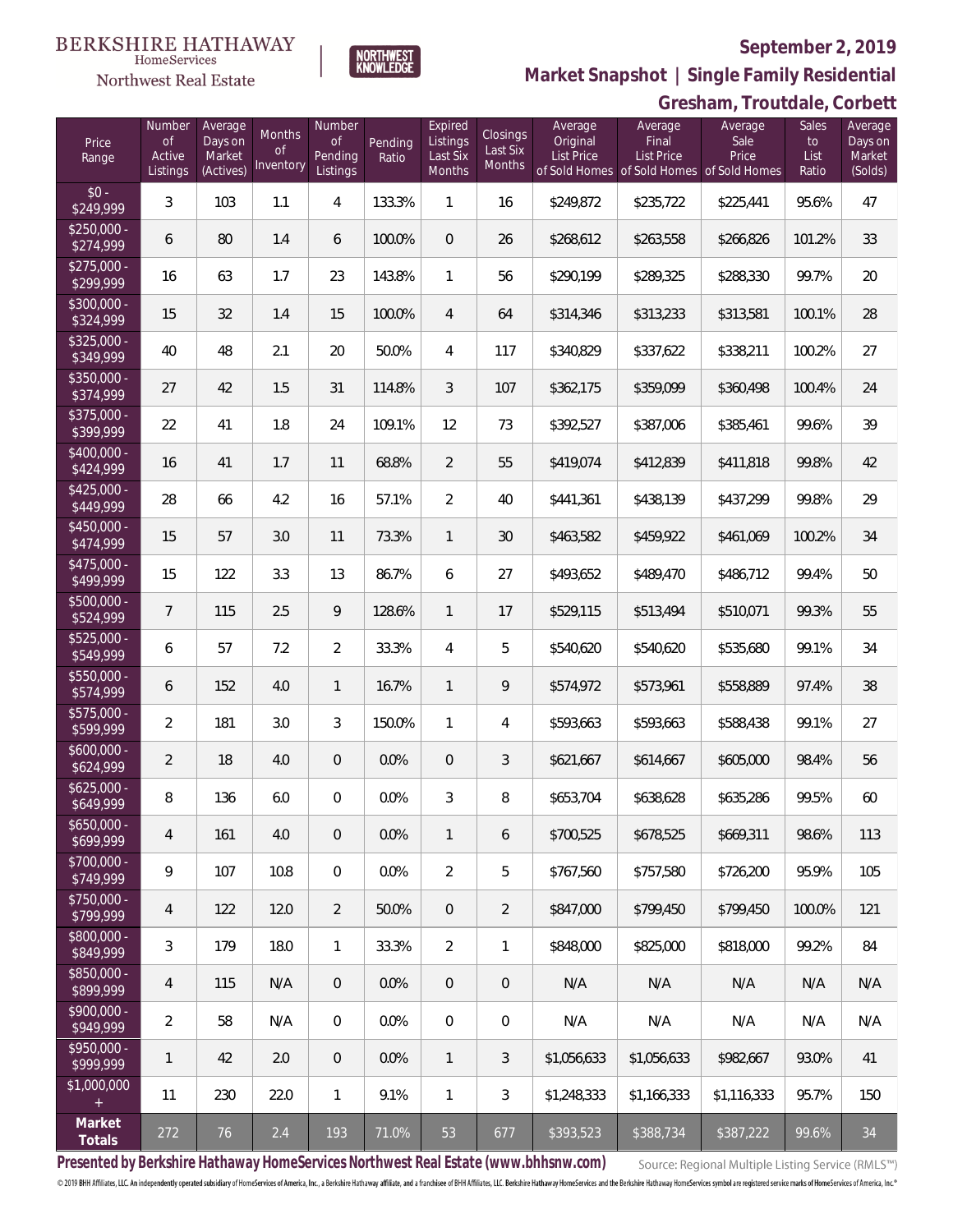BERKSHIRE HATHAWAY HomeServices Northwest Real Estate

NORTHWEST KNOWLEDGE

# September 2, 2019

## Market Snapshot | Single Family Residential

## Gresham, Troutdale, Corbett

| Price Range | Number of Active Listings | Average Days on Market (Actives) | Months of Inventory | Number of Pending Listings | Pending Ratio | Expired Listings Last Six Months | Closings Last Six Months | Average Original List Price of Sold Homes | Average Final List Price of Sold Homes | Average Sale Price of Sold Homes | Sales to List Ratio | Average Days on Market (Solds) |
|---|---|---|---|---|---|---|---|---|---|---|---|---|
| $0 - $249,999 | 3 | 103 | 1.1 | 4 | 133.3% | 1 | 16 | $249,872 | $235,722 | $225,441 | 95.6% | 47 |
| $250,000 - $274,999 | 6 | 80 | 1.4 | 6 | 100.0% | 0 | 26 | $268,612 | $263,558 | $266,826 | 101.2% | 33 |
| $275,000 - $299,999 | 16 | 63 | 1.7 | 23 | 143.8% | 1 | 56 | $290,199 | $289,325 | $288,330 | 99.7% | 20 |
| $300,000 - $324,999 | 15 | 32 | 1.4 | 15 | 100.0% | 4 | 64 | $314,346 | $313,233 | $313,581 | 100.1% | 28 |
| $325,000 - $349,999 | 40 | 48 | 2.1 | 20 | 50.0% | 4 | 117 | $340,829 | $337,622 | $338,211 | 100.2% | 27 |
| $350,000 - $374,999 | 27 | 42 | 1.5 | 31 | 114.8% | 3 | 107 | $362,175 | $359,099 | $360,498 | 100.4% | 24 |
| $375,000 - $399,999 | 22 | 41 | 1.8 | 24 | 109.1% | 12 | 73 | $392,527 | $387,006 | $385,461 | 99.6% | 39 |
| $400,000 - $424,999 | 16 | 41 | 1.7 | 11 | 68.8% | 2 | 55 | $419,074 | $412,839 | $411,818 | 99.8% | 42 |
| $425,000 - $449,999 | 28 | 66 | 4.2 | 16 | 57.1% | 2 | 40 | $441,361 | $438,139 | $437,299 | 99.8% | 29 |
| $450,000 - $474,999 | 15 | 57 | 3.0 | 11 | 73.3% | 1 | 30 | $463,582 | $459,922 | $461,069 | 100.2% | 34 |
| $475,000 - $499,999 | 15 | 122 | 3.3 | 13 | 86.7% | 6 | 27 | $493,652 | $489,470 | $486,712 | 99.4% | 50 |
| $500,000 - $524,999 | 7 | 115 | 2.5 | 9 | 128.6% | 1 | 17 | $529,115 | $513,494 | $510,071 | 99.3% | 55 |
| $525,000 - $549,999 | 6 | 57 | 7.2 | 2 | 33.3% | 4 | 5 | $540,620 | $540,620 | $535,680 | 99.1% | 34 |
| $550,000 - $574,999 | 6 | 152 | 4.0 | 1 | 16.7% | 1 | 9 | $574,972 | $573,961 | $558,889 | 97.4% | 38 |
| $575,000 - $599,999 | 2 | 181 | 3.0 | 3 | 150.0% | 1 | 4 | $593,663 | $593,663 | $588,438 | 99.1% | 27 |
| $600,000 - $624,999 | 2 | 18 | 4.0 | 0 | 0.0% | 0 | 3 | $621,667 | $614,667 | $605,000 | 98.4% | 56 |
| $625,000 - $649,999 | 8 | 136 | 6.0 | 0 | 0.0% | 3 | 8 | $653,704 | $638,628 | $635,286 | 99.5% | 60 |
| $650,000 - $699,999 | 4 | 161 | 4.0 | 0 | 0.0% | 1 | 6 | $700,525 | $678,525 | $669,311 | 98.6% | 113 |
| $700,000 - $749,999 | 9 | 107 | 10.8 | 0 | 0.0% | 2 | 5 | $767,560 | $757,580 | $726,200 | 95.9% | 105 |
| $750,000 - $799,999 | 4 | 122 | 12.0 | 2 | 50.0% | 0 | 2 | $847,000 | $799,450 | $799,450 | 100.0% | 121 |
| $800,000 - $849,999 | 3 | 179 | 18.0 | 1 | 33.3% | 2 | 1 | $848,000 | $825,000 | $818,000 | 99.2% | 84 |
| $850,000 - $899,999 | 4 | 115 | N/A | 0 | 0.0% | 0 | 0 | N/A | N/A | N/A | N/A | N/A |
| $900,000 - $949,999 | 2 | 58 | N/A | 0 | 0.0% | 0 | 0 | N/A | N/A | N/A | N/A | N/A |
| $950,000 - $999,999 | 1 | 42 | 2.0 | 0 | 0.0% | 1 | 3 | $1,056,633 | $1,056,633 | $982,667 | 93.0% | 41 |
| $1,000,000 + | 11 | 230 | 22.0 | 1 | 9.1% | 1 | 3 | $1,248,333 | $1,166,333 | $1,116,333 | 95.7% | 150 |
| **Market Totals** | 272 | 76 | 2.4 | 193 | 71.0% | 53 | 677 | $393,523 | $388,734 | $387,222 | 99.6% | 34 |

**Presented by Berkshire Hathaway HomeServices Northwest Real Estate (www.bhhsnw.com)**

Source: Regional Multiple Listing Service (RMLS™)

© 2019 BHH Affiliates, LLC. An independently operated subsidiary of HomeServices of America, Inc., a Berkshire Hathaway affiliate, and a franchisee of BHH Affiliates, LLC. Berkshire Hathaway HomeServices and the Berkshire Hathaway HomeServices symbol are registered service marks of HomeServices of America, Inc.®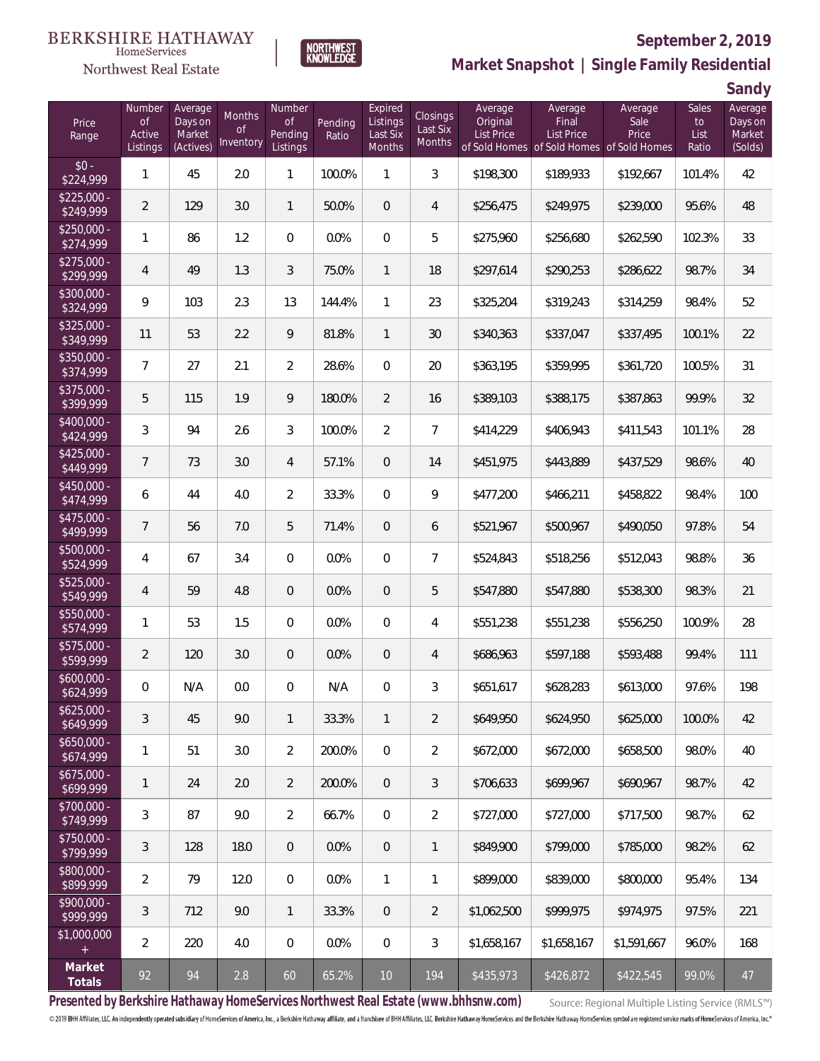BERKSHIRE HATHAWAY HomeServices Northwest Real Estate

NORTHWEST KNOWLEDGE

**September 2, 2019**

## Market Snapshot | Single Family Residential

### Sandy

| Price Range | Number of Active Listings | Average Days on Market (Actives) | Months of Inventory | Number of Pending Listings | Pending Ratio | Expired Listings Last Six Months | Closings Last Six Months | Average Original List Price of Sold Homes | Average Final List Price of Sold Homes | Average Sale Price of Sold Homes | Sales to List Ratio | Average Days on Market (Solds) |
|---|---|---|---|---|---|---|---|---|---|---|---|---|
| $0 - $224,999 | 1 | 45 | 2.0 | 1 | 100.0% | 1 | 3 | $198,300 | $189,933 | $192,667 | 101.4% | 42 |
| $225,000 - $249,999 | 2 | 129 | 3.0 | 1 | 50.0% | 0 | 4 | $256,475 | $249,975 | $239,000 | 95.6% | 48 |
| $250,000 - $274,999 | 1 | 86 | 1.2 | 0 | 0.0% | 0 | 5 | $275,960 | $256,680 | $262,590 | 102.3% | 33 |
| $275,000 - $299,999 | 4 | 49 | 1.3 | 3 | 75.0% | 1 | 18 | $297,614 | $290,253 | $286,622 | 98.7% | 34 |
| $300,000 - $324,999 | 9 | 103 | 2.3 | 13 | 144.4% | 1 | 23 | $325,204 | $319,243 | $314,259 | 98.4% | 52 |
| $325,000 - $349,999 | 11 | 53 | 2.2 | 9 | 81.8% | 1 | 30 | $340,363 | $337,047 | $337,495 | 100.1% | 22 |
| $350,000 - $374,999 | 7 | 27 | 2.1 | 2 | 28.6% | 0 | 20 | $363,195 | $359,995 | $361,720 | 100.5% | 31 |
| $375,000 - $399,999 | 5 | 115 | 1.9 | 9 | 180.0% | 2 | 16 | $389,103 | $388,175 | $387,863 | 99.9% | 32 |
| $400,000 - $424,999 | 3 | 94 | 2.6 | 3 | 100.0% | 2 | 7 | $414,229 | $406,943 | $411,543 | 101.1% | 28 |
| $425,000 - $449,999 | 7 | 73 | 3.0 | 4 | 57.1% | 0 | 14 | $451,975 | $443,889 | $437,529 | 98.6% | 40 |
| $450,000 - $474,999 | 6 | 44 | 4.0 | 2 | 33.3% | 0 | 9 | $477,200 | $466,211 | $458,822 | 98.4% | 100 |
| $475,000 - $499,999 | 7 | 56 | 7.0 | 5 | 71.4% | 0 | 6 | $521,967 | $500,967 | $490,050 | 97.8% | 54 |
| $500,000 - $524,999 | 4 | 67 | 3.4 | 0 | 0.0% | 0 | 7 | $524,843 | $518,256 | $512,043 | 98.8% | 36 |
| $525,000 - $549,999 | 4 | 59 | 4.8 | 0 | 0.0% | 0 | 5 | $547,880 | $547,880 | $538,300 | 98.3% | 21 |
| $550,000 - $574,999 | 1 | 53 | 1.5 | 0 | 0.0% | 0 | 4 | $551,238 | $551,238 | $556,250 | 100.9% | 28 |
| $575,000 - $599,999 | 2 | 120 | 3.0 | 0 | 0.0% | 0 | 4 | $686,963 | $597,188 | $593,488 | 99.4% | 111 |
| $600,000 - $624,999 | 0 | N/A | 0.0 | 0 | N/A | 0 | 3 | $651,617 | $628,283 | $613,000 | 97.6% | 198 |
| $625,000 - $649,999 | 3 | 45 | 9.0 | 1 | 33.3% | 1 | 2 | $649,950 | $624,950 | $625,000 | 100.0% | 42 |
| $650,000 - $674,999 | 1 | 51 | 3.0 | 2 | 200.0% | 0 | 2 | $672,000 | $672,000 | $658,500 | 98.0% | 40 |
| $675,000 - $699,999 | 1 | 24 | 2.0 | 2 | 200.0% | 0 | 3 | $706,633 | $699,967 | $690,967 | 98.7% | 42 |
| $700,000 - $749,999 | 3 | 87 | 9.0 | 2 | 66.7% | 0 | 2 | $727,000 | $727,000 | $717,500 | 98.7% | 62 |
| $750,000 - $799,999 | 3 | 128 | 18.0 | 0 | 0.0% | 0 | 1 | $849,900 | $799,000 | $785,000 | 98.2% | 62 |
| $800,000 - $899,999 | 2 | 79 | 12.0 | 0 | 0.0% | 1 | 1 | $899,000 | $839,000 | $800,000 | 95.4% | 134 |
| $900,000 - $999,999 | 3 | 712 | 9.0 | 1 | 33.3% | 0 | 2 | $1,062,500 | $999,975 | $974,975 | 97.5% | 221 |
| $1,000,000 + | 2 | 220 | 4.0 | 0 | 0.0% | 0 | 3 | $1,658,167 | $1,658,167 | $1,591,667 | 96.0% | 168 |
| **Market Totals** | 92 | 94 | 2.8 | 60 | 65.2% | 10 | 194 | $435,973 | $426,872 | $422,545 | 99.0% | 47 |

**Presented by Berkshire Hathaway HomeServices Northwest Real Estate (www.bhhsnw.com)**

Source: Regional Multiple Listing Service (RMLS™)

© 2019 BHH Affiliates, LLC. An independently operated subsidiary of HomeServices of America, Inc., a Berkshire Hathaway affiliate, and a franchisee of BHH Affiliates, LLC. Berkshire Hathaway HomeServices and the Berkshire Hathaway HomeServices symbol are registered service marks of HomeServices of America, Inc.®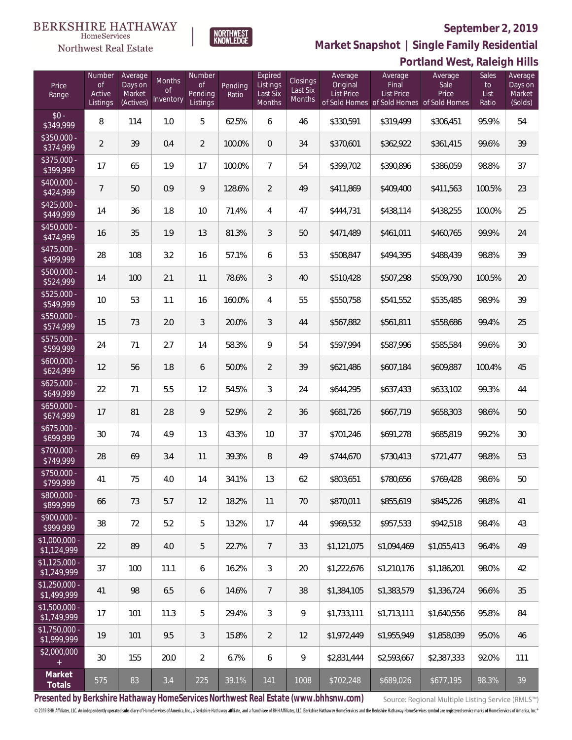BERKSHIRE HATHAWAY HomeServices Northwest Real Estate | NORTHWEST KNOWLEDGE

**September 2, 2019**

**Market Snapshot | Single Family Residential**

**Portland West, Raleigh Hills**

| Price Range | Number of Active Listings | Average Days on Market (Actives) | Months of Inventory | Number of Pending Listings | Pending Ratio | Expired Listings Last Six Months | Closings Last Six Months | Average Original List Price of Sold Homes | Average Final List Price of Sold Homes | Average Sale Price of Sold Homes | Sales to List Ratio | Average Days on Market (Solds) |
|---|---|---|---|---|---|---|---|---|---|---|---|---|
| $0 - $349,999 | 8 | 114 | 1.0 | 5 | 62.5% | 6 | 46 | $330,591 | $319,499 | $306,451 | 95.9% | 54 |
| $350,000 - $374,999 | 2 | 39 | 0.4 | 2 | 100.0% | 0 | 34 | $370,601 | $362,922 | $361,415 | 99.6% | 39 |
| $375,000 - $399,999 | 17 | 65 | 1.9 | 17 | 100.0% | 7 | 54 | $399,702 | $390,896 | $386,059 | 98.8% | 37 |
| $400,000 - $424,999 | 7 | 50 | 0.9 | 9 | 128.6% | 2 | 49 | $411,869 | $409,400 | $411,563 | 100.5% | 23 |
| $425,000 - $449,999 | 14 | 36 | 1.8 | 10 | 71.4% | 4 | 47 | $444,731 | $438,114 | $438,255 | 100.0% | 25 |
| $450,000 - $474,999 | 16 | 35 | 1.9 | 13 | 81.3% | 3 | 50 | $471,489 | $461,011 | $460,765 | 99.9% | 24 |
| $475,000 - $499,999 | 28 | 108 | 3.2 | 16 | 57.1% | 6 | 53 | $508,847 | $494,395 | $488,439 | 98.8% | 39 |
| $500,000 - $524,999 | 14 | 100 | 2.1 | 11 | 78.6% | 3 | 40 | $510,428 | $507,298 | $509,790 | 100.5% | 20 |
| $525,000 - $549,999 | 10 | 53 | 1.1 | 16 | 160.0% | 4 | 55 | $550,758 | $541,552 | $535,485 | 98.9% | 39 |
| $550,000 - $574,999 | 15 | 73 | 2.0 | 3 | 20.0% | 3 | 44 | $567,882 | $561,811 | $558,686 | 99.4% | 25 |
| $575,000 - $599,999 | 24 | 71 | 2.7 | 14 | 58.3% | 9 | 54 | $597,994 | $587,996 | $585,584 | 99.6% | 30 |
| $600,000 - $624,999 | 12 | 56 | 1.8 | 6 | 50.0% | 2 | 39 | $621,486 | $607,184 | $609,887 | 100.4% | 45 |
| $625,000 - $649,999 | 22 | 71 | 5.5 | 12 | 54.5% | 3 | 24 | $644,295 | $637,433 | $633,102 | 99.3% | 44 |
| $650,000 - $674,999 | 17 | 81 | 2.8 | 9 | 52.9% | 2 | 36 | $681,726 | $667,719 | $658,303 | 98.6% | 50 |
| $675,000 - $699,999 | 30 | 74 | 4.9 | 13 | 43.3% | 10 | 37 | $701,246 | $691,278 | $685,819 | 99.2% | 30 |
| $700,000 - $749,999 | 28 | 69 | 3.4 | 11 | 39.3% | 8 | 49 | $744,670 | $730,413 | $721,477 | 98.8% | 53 |
| $750,000 - $799,999 | 41 | 75 | 4.0 | 14 | 34.1% | 13 | 62 | $803,651 | $780,656 | $769,428 | 98.6% | 50 |
| $800,000 - $899,999 | 66 | 73 | 5.7 | 12 | 18.2% | 11 | 70 | $870,011 | $855,619 | $845,226 | 98.8% | 41 |
| $900,000 - $999,999 | 38 | 72 | 5.2 | 5 | 13.2% | 17 | 44 | $969,532 | $957,533 | $942,518 | 98.4% | 43 |
| $1,000,000 - $1,124,999 | 22 | 89 | 4.0 | 5 | 22.7% | 7 | 33 | $1,121,075 | $1,094,469 | $1,055,413 | 96.4% | 49 |
| $1,125,000 - $1,249,999 | 37 | 100 | 11.1 | 6 | 16.2% | 3 | 20 | $1,222,676 | $1,210,176 | $1,186,201 | 98.0% | 42 |
| $1,250,000 - $1,499,999 | 41 | 98 | 6.5 | 6 | 14.6% | 7 | 38 | $1,384,105 | $1,383,579 | $1,336,724 | 96.6% | 35 |
| $1,500,000 - $1,749,999 | 17 | 101 | 11.3 | 5 | 29.4% | 3 | 9 | $1,733,111 | $1,713,111 | $1,640,556 | 95.8% | 84 |
| $1,750,000 - $1,999,999 | 19 | 101 | 9.5 | 3 | 15.8% | 2 | 12 | $1,972,449 | $1,955,949 | $1,858,039 | 95.0% | 46 |
| $2,000,000 + | 30 | 155 | 20.0 | 2 | 6.7% | 6 | 9 | $2,831,444 | $2,593,667 | $2,387,333 | 92.0% | 111 |
| **Market Totals** | 575 | 83 | 3.4 | 225 | 39.1% | 141 | 1008 | $702,248 | $689,026 | $677,195 | 98.3% | 39 |

**Presented by Berkshire Hathaway HomeServices Northwest Real Estate (www.bhhsnw.com)**

Source: Regional Multiple Listing Service (RMLS™)

© 2019 BHH Affiliates, LLC. An independently operated subsidiary of HomeServices of America, Inc., a Berkshire Hathaway affiliate, and a franchisee of BHH Affiliates, LLC. Berkshire Hathaway HomeServices and the Berkshire Hathaway HomeServices symbol are registered service marks of HomeServices of America, Inc.®